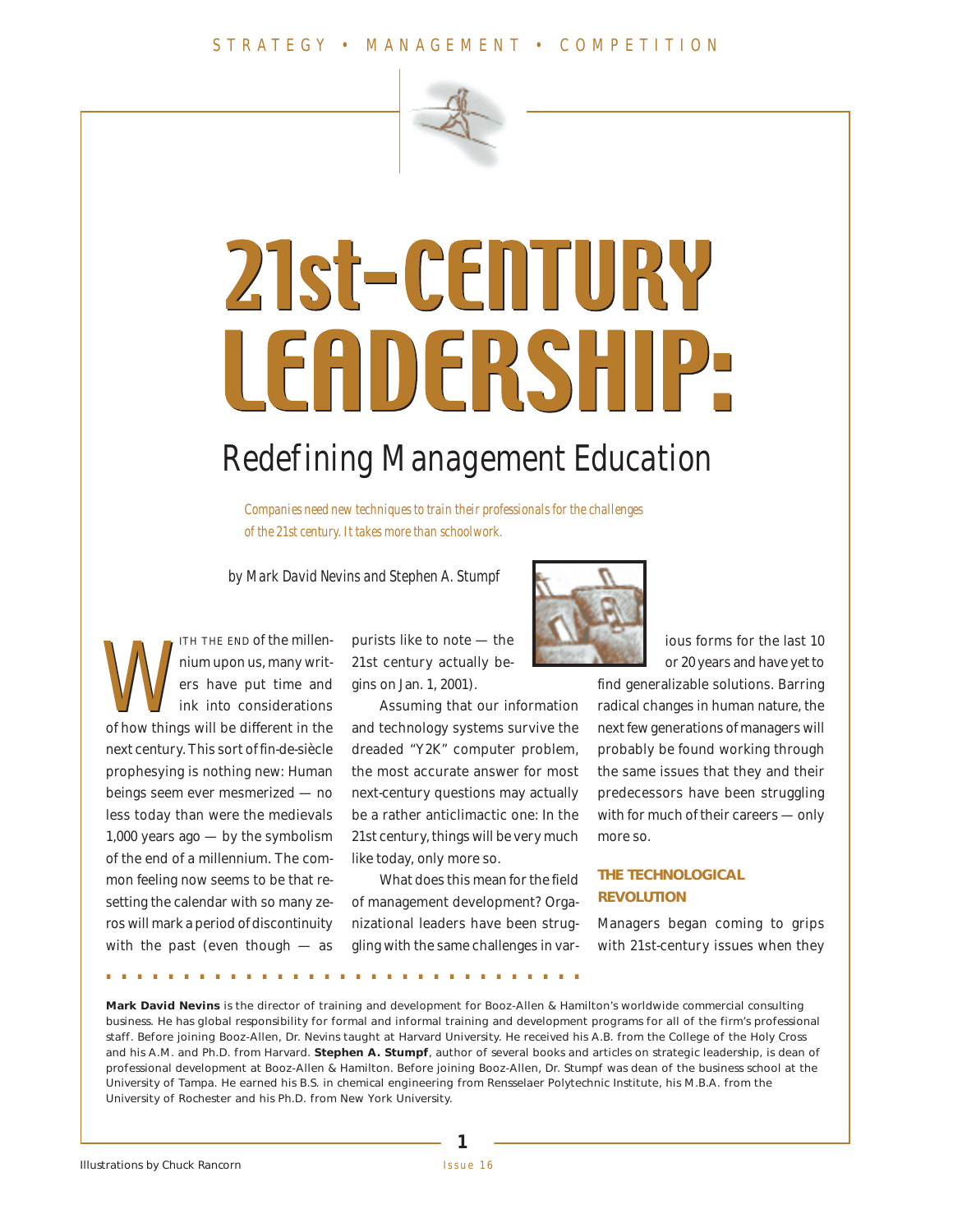# 21st-CENTURY LEADERSHIP:

## Redefining Management Education

*Companies need new techniques to train their professionals for the challenges of the 21st century. It takes more than schoolwork.*

*by Mark David Nevins and Stephen A. Stumpf*

With the end of the millennium upon us, many writers have put time and ink into considerations of how things will be different in the next century. This sort of fin-de-siècle prophesying is nothing new: Human beings seem ever mesmerized — no less today than were the medievals 1,000 years ago — by the symbolism of the end of a millennium. The common feeling now seems to be that resetting the calendar with so many zeros will mark a period of discontinuity with the past (even though — as purists like to note — the 21st century actually begins on Jan. 1, 2001).

Assuming that our information and technology systems survive the dreaded "Y2K" computer problem, the most accurate answer for most next-century questions may actually be a rather anticlimactic one: In the 21st century, things will be very much like today, only more so.

What does this mean for the field of management development? Organizational leaders have been struggling with the same challenges in various forms for the last 10 or 20 years and have yet to find generalizable solutions. Barring radical changes in human nature, the next few generations of managers will probably be found working through the same issues that they and their predecessors have been struggling with for much of their careers — only more so.

### THE TECHNOLOGICAL REVOLUTION

Managers began coming to grips with 21st-century issues when they

**Mark David Nevins** is the director of training and development for Booz-Allen & Hamilton's worldwide commercial consulting business. He has global responsibility for formal and informal training and development programs for all of the firm's professional staff. Before joining Booz-Allen, Dr. Nevins taught at Harvard University. He received his A.B. from the College of the Holy Cross and his A.M. and Ph.D. from Harvard. **Stephen A. Stumpf**, author of several books and articles on strategic leadership, is dean of professional development at Booz-Allen & Hamilton. Before joining Booz-Allen, Dr. Stumpf was dean of the business school at the University of Tampa. He earned his B.S. in chemical engineering from Rensselaer Polytechnic Institute, his M.B.A. from the University of Rochester and his Ph.D. from New York University.

Illustrations by Chuck Rancorn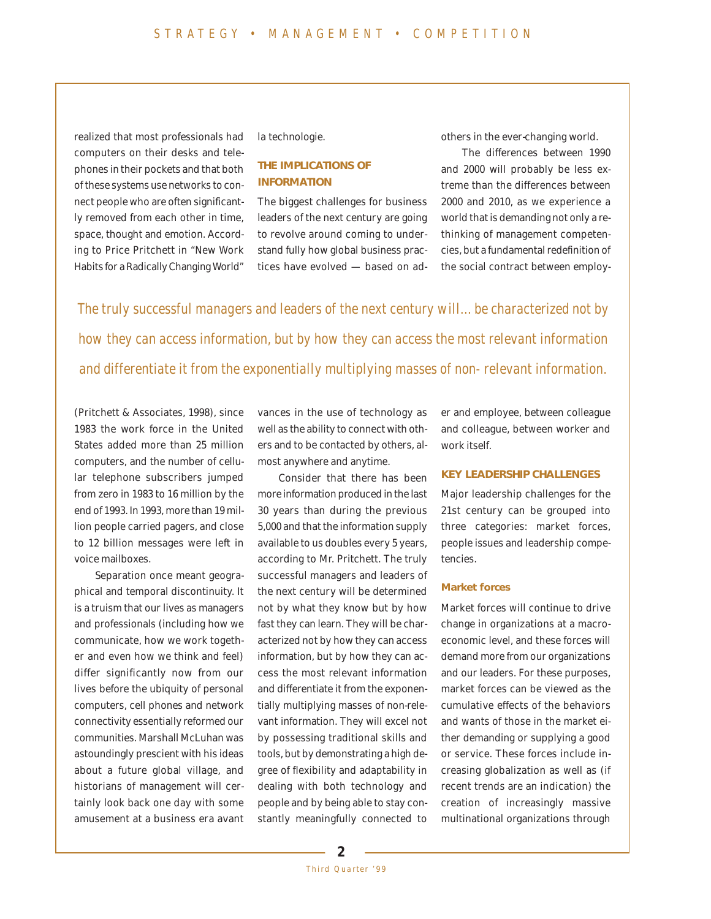realized that most professionals had computers on their desks and telephones in their pockets and that both of these systems use networks to connect people who are often significantly removed from each other in time, space, thought and emotion. According to Price Pritchett in "New Work Habits for a Radically Changing World" (Pritchett & Associates, 1998), since 1983 the work force in the United States added more than 25 million computers, and the number of cellular telephone subscribers jumped from zero in 1983 to 16 million by the end of 1993. In 1993, more than 19 million people carried pagers, and close to 12 billion messages were left in voice mailboxes.

Separation once meant geographical and temporal discontinuity. It is a truism that our lives as managers and professionals (including how we communicate, how we work together and even how we think and feel) differ significantly now from our lives before the ubiquity of personal computers, cell phones and network connectivity essentially reformed our communities. Marshall McLuhan was astoundingly prescient with his ideas about a future global village, and historians of management will certainly look back one day with some amusement at a business era avant la technologie.

### THE IMPLICATIONS OF INFORMATION

The biggest challenges for business leaders of the next century are going to revolve around coming to understand fully how global business practices have evolved — based on advances in the use of technology as well as the ability to connect with others and to be contacted by others, almost anywhere and anytime.

Consider that there has been more information produced in the last 30 years than during the previous 5,000 and that the information supply available to us doubles every 5 years, according to Mr. Pritchett. The truly successful managers and leaders of the next century will be determined not by what they know but by how fast they can learn. They will be characterized not by how they can access information, but by how they can access the most relevant information and differentiate it from the exponentially multiplying masses of non-relevant information. They will excel not by possessing traditional skills and tools, but by demonstrating a high degree of flexibility and adaptability in dealing with both technology and people and by being able to stay constantly meaningfully connected to others in the ever-changing world.

*The truly successful managers and leaders of the next century will… be characterized not by how they can access information, but by how they can access the most relevant information and differentiate it from the exponentially multiplying masses of non- relevant information.*

The differences between 1990 and 2000 will probably be less extreme than the differences between 2000 and 2010, as we experience a world that is demanding not only a rethinking of management competencies, but a fundamental redefinition of the social contract between employer and employee, between colleague and colleague, between worker and work itself.

### KEY LEADERSHIP CHALLENGES

Major leadership challenges for the 21st century can be grouped into three categories: market forces, people issues and leadership competencies.

#### Market forces

Market forces will continue to drive change in organizations at a macroeconomic level, and these forces will demand more from our organizations and our leaders. For these purposes, market forces can be viewed as the cumulative effects of the behaviors and wants of those in the market either demanding or supplying a good or service. These forces include increasing globalization as well as (if recent trends are an indication) the creation of increasingly massive multinational organizations through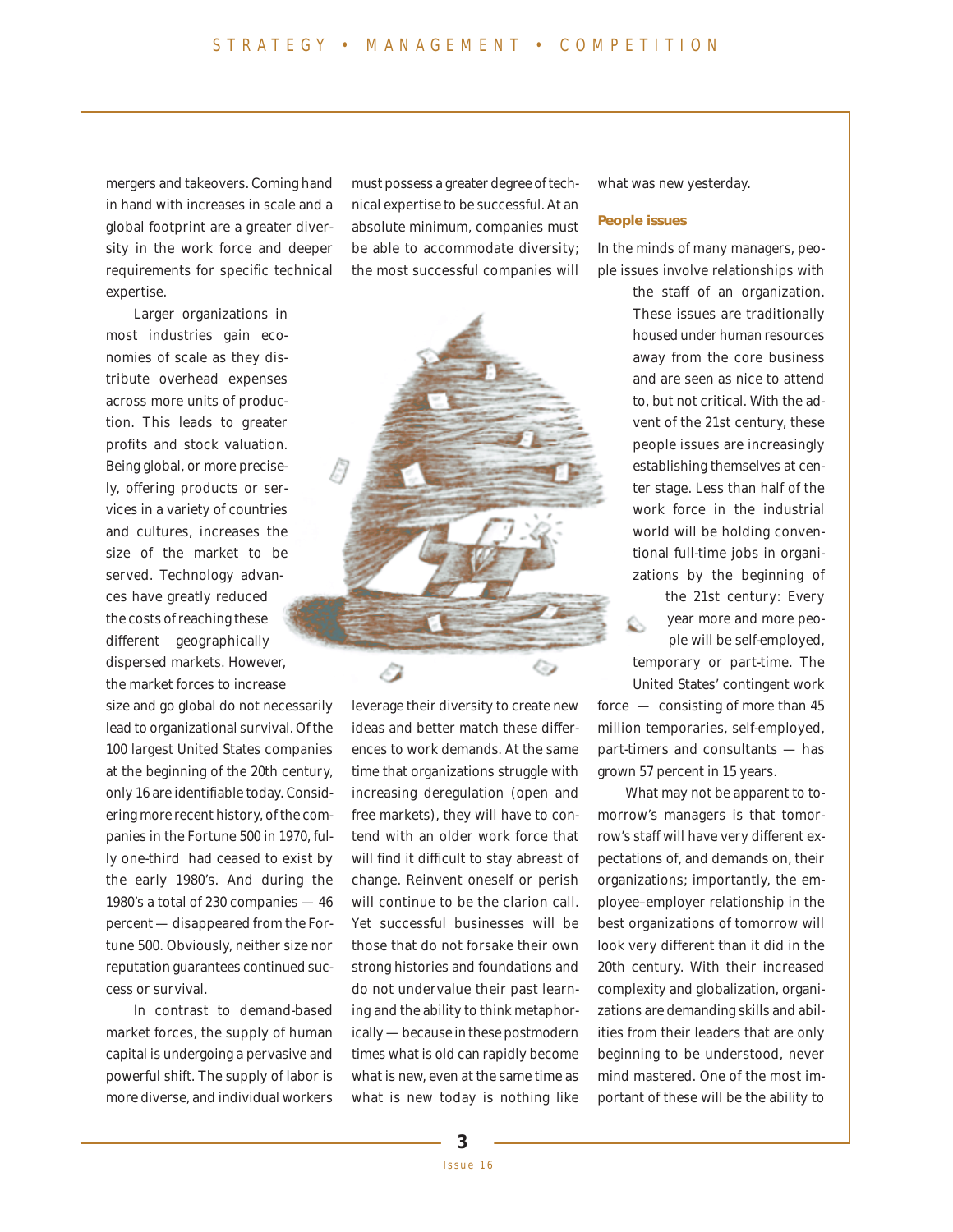mergers and takeovers. Coming hand in hand with increases in scale and a global footprint are a greater diversity in the work force and deeper requirements for specific technical expertise.

Larger organizations in most industries gain economies of scale as they distribute overhead expenses across more units of production. This leads to greater profits and stock valuation. Being global, or more precisely, offering products or services in a variety of countries and cultures, increases the size of the market to be served. Technology advances have greatly reduced the costs of reaching these different geographically dispersed markets. However, the market forces to increase size and go global do not necessarily lead to organizational survival. Of the 100 largest United States companies at the beginning of the 20th century, only 16 are identifiable today. Considering more recent history, of the companies in the Fortune 500 in 1970, fully one-third had ceased to exist by the early 1980's. And during the 1980's a total of 230 companies — 46 percent — disappeared from the Fortune 500. Obviously, neither size nor reputation guarantees continued success or survival.

In contrast to demand-based market forces, the supply of human capital is undergoing a pervasive and powerful shift. The supply of labor is more diverse, and individual workers must possess a greater degree of technical expertise to be successful. At an absolute minimum, companies must be able to accommodate diversity; the most successful companies will leverage their diversity to create new ideas and better match these differences to work demands. At the same time that organizations struggle with increasing deregulation (open and free markets), they will have to contend with an older work force that will find it difficult to stay abreast of change. Reinvent oneself or perish will continue to be the clarion call. Yet successful businesses will be those that do not forsake their own strong histories and foundations and do not undervalue their past learning and the ability to think metaphorically — because in these postmodern times what is old can rapidly become what is new, even at the same time as what is new today is nothing like what was new yesterday.

**People issues**

In the minds of many managers, people issues involve relationships with the staff of an organization. These issues are traditionally housed under human resources away from the core business and are seen as nice to attend to, but not critical. With the advent of the 21st century, these people issues are increasingly establishing themselves at center stage. Less than half of the work force in the industrial world will be holding conventional full-time jobs in organizations by the beginning of the 21st century: Every year more and more people will be self-employed, temporary or part-time. The United States' contingent work force — consisting of more than 45 million temporaries, self-employed, part-timers and consultants — has grown 57 percent in 15 years.

What may not be apparent to tomorrow's managers is that tomorrow's staff will have very different expectations of, and demands on, their organizations; importantly, the employee–employer relationship in the best organizations of tomorrow will look very different than it did in the 20th century. With their increased complexity and globalization, organizations are demanding skills and abilities from their leaders that are only beginning to be understood, never mind mastered. One of the most important of these will be the ability to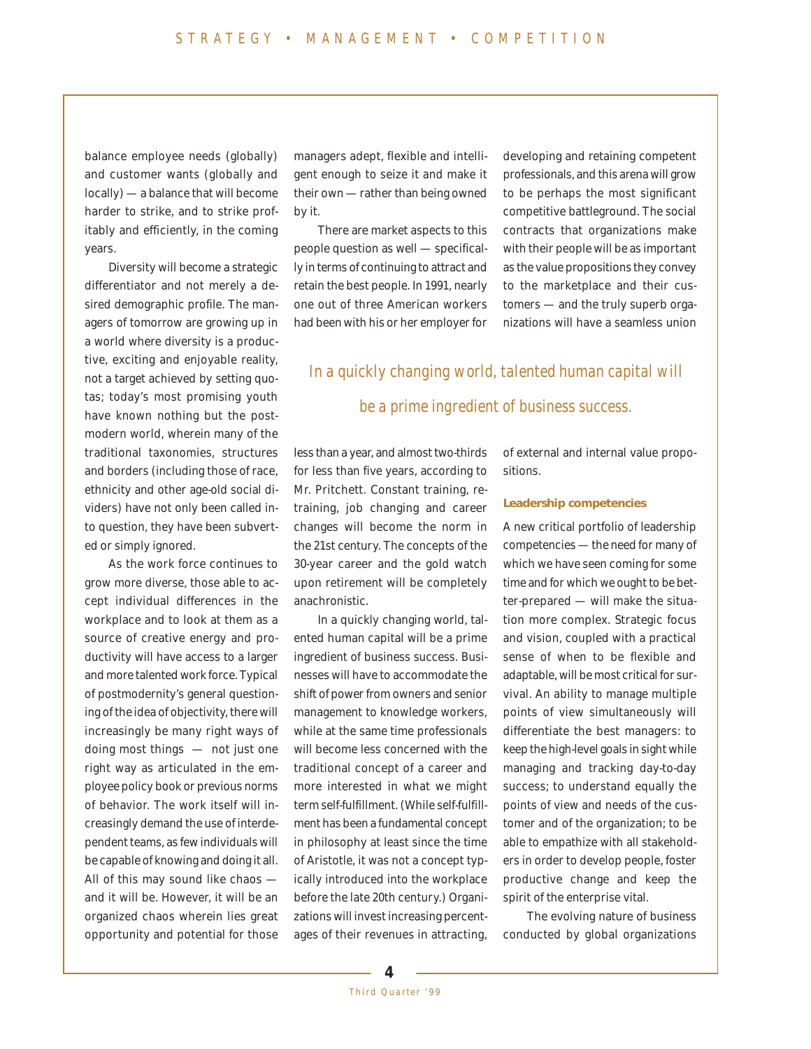balance employee needs (globally) and customer wants (globally and locally) — a balance that will become harder to strike, and to strike profitably and efficiently, in the coming years.

Diversity will become a strategic differentiator and not merely a desired demographic profile. The managers of tomorrow are growing up in a world where diversity is a productive, exciting and enjoyable reality, not a target achieved by setting quotas; today's most promising youth have known nothing but the postmodern world, wherein many of the traditional taxonomies, structures and borders (including those of race, ethnicity and other age-old social dividers) have not only been called into question, they have been subverted or simply ignored.

As the work force continues to grow more diverse, those able to accept individual differences in the workplace and to look at them as a source of creative energy and productivity will have access to a larger and more talented work force. Typical of postmodernity's general questioning of the idea of objectivity, there will increasingly be many right ways of doing most things — not just one right way as articulated in the employee policy book or previous norms of behavior. The work itself will increasingly demand the use of interdependent teams, as few individuals will be capable of knowing and doing it all. All of this may sound like chaos — and it will be. However, it will be an organized chaos wherein lies great opportunity and potential for those managers adept, flexible and intelligent enough to seize it and make it their own — rather than being owned by it.

There are market aspects to this people question as well — specifically in terms of continuing to attract and retain the best people. In 1991, nearly one out of three American workers had been with his or her employer for less than a year, and almost two-thirds for less than five years, according to Mr. Pritchett. Constant training, retraining, job changing and career changes will become the norm in the 21st century. The concepts of the 30-year career and the gold watch upon retirement will be completely anachronistic.

In a quickly changing world, talented human capital will be a prime ingredient of business success. Businesses will have to accommodate the shift of power from owners and senior management to knowledge workers, while at the same time professionals will become less concerned with the traditional concept of a career and more interested in what we might term self-fulfillment. (While self-fulfillment has been a fundamental concept in philosophy at least since the time of Aristotle, it was not a concept typically introduced into the workplace before the late 20th century.) Organizations will invest increasing percentages of their revenues in attracting, developing and retaining competent professionals, and this arena will grow to be perhaps the most significant competitive battleground. The social contracts that organizations make with their people will be as important as the value propositions they convey to the marketplace and their customers — and the truly superb organizations will have a seamless union of external and internal value propositions.

*In a quickly changing world, talented human capital will be a prime ingredient of business success.*

### Leadership competencies

A new critical portfolio of leadership competencies — the need for many of which we have seen coming for some time and for which we ought to be better-prepared — will make the situation more complex. Strategic focus and vision, coupled with a practical sense of when to be flexible and adaptable, will be most critical for survival. An ability to manage multiple points of view simultaneously will differentiate the best managers: to keep the high-level goals in sight while managing and tracking day-to-day success; to understand equally the points of view and needs of the customer and of the organization; to be able to empathize with all stakeholders in order to develop people, foster productive change and keep the spirit of the enterprise vital.

The evolving nature of business conducted by global organizations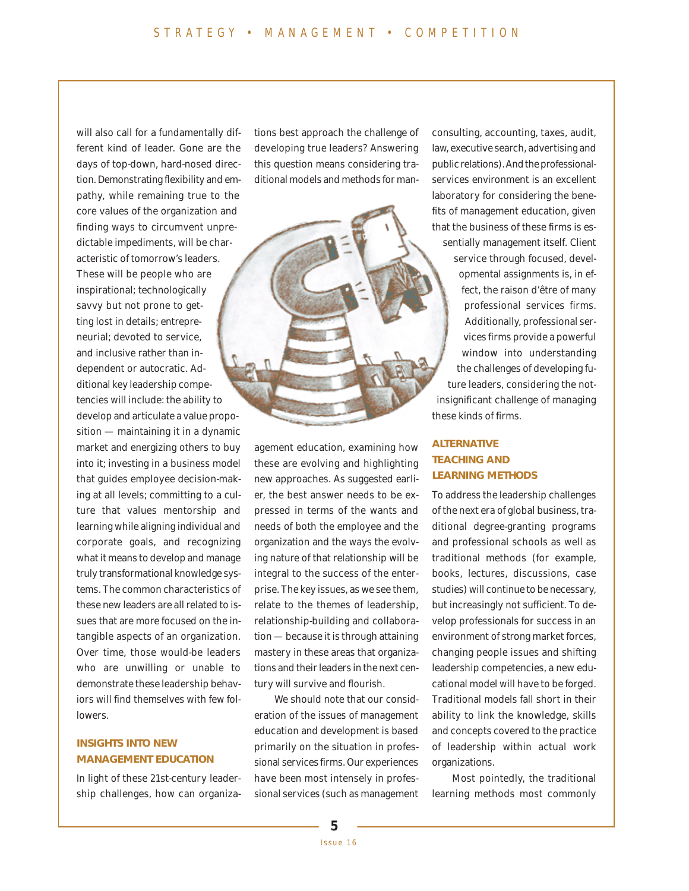will also call for a fundamentally different kind of leader. Gone are the days of top-down, hard-nosed direction. Demonstrating flexibility and empathy, while remaining true to the core values of the organization and finding ways to circumvent unpredictable impediments, will be characteristic of tomorrow's leaders. These will be people who are inspirational; technologically savvy but not prone to getting lost in details; entrepreneurial; devoted to service, and inclusive rather than independent or autocratic. Additional key leadership competencies will include: the ability to develop and articulate a value proposition — maintaining it in a dynamic market and energizing others to buy into it; investing in a business model that guides employee decision-making at all levels; committing to a culture that values mentorship and learning while aligning individual and corporate goals, and recognizing what it means to develop and manage truly transformational knowledge systems. The common characteristics of these new leaders are all related to issues that are more focused on the intangible aspects of an organization. Over time, those would-be leaders who are unwilling or unable to demonstrate these leadership behaviors will find themselves with few followers.

## INSIGHTS INTO NEW MANAGEMENT EDUCATION

In light of these 21st-century leadership challenges, how can organizations best approach the challenge of developing true leaders? Answering this question means considering traditional models and methods for management education, examining how these are evolving and highlighting new approaches. As suggested earlier, the best answer needs to be expressed in terms of the wants and needs of both the employee and the organization and the ways the evolving nature of that relationship will be integral to the success of the enterprise. The key issues, as we see them, relate to the themes of leadership, relationship-building and collaboration — because it is through attaining mastery in these areas that organizations and their leaders in the next century will survive and flourish.

We should note that our consideration of the issues of management education and development is based primarily on the situation in professional services firms. Our experiences have been most intensely in professional services (such as management consulting, accounting, taxes, audit, law, executive search, advertising and public relations). And the professional-services environment is an excellent laboratory for considering the benefits of management education, given that the business of these firms is essentially management itself. Client service through focused, developmental assignments is, in effect, the raison d'être of many professional services firms. Additionally, professional services firms provide a powerful window into understanding the challenges of developing future leaders, considering the not-insignificant challenge of managing these kinds of firms.

## ALTERNATIVE TEACHING AND LEARNING METHODS

To address the leadership challenges of the next era of global business, traditional degree-granting programs and professional schools as well as traditional methods (for example, books, lectures, discussions, case studies) will continue to be necessary, but increasingly not sufficient. To develop professionals for success in an environment of strong market forces, changing people issues and shifting leadership competencies, a new educational model will have to be forged. Traditional models fall short in their ability to link the knowledge, skills and concepts covered to the practice of leadership within actual work organizations.

Most pointedly, the traditional learning methods most commonly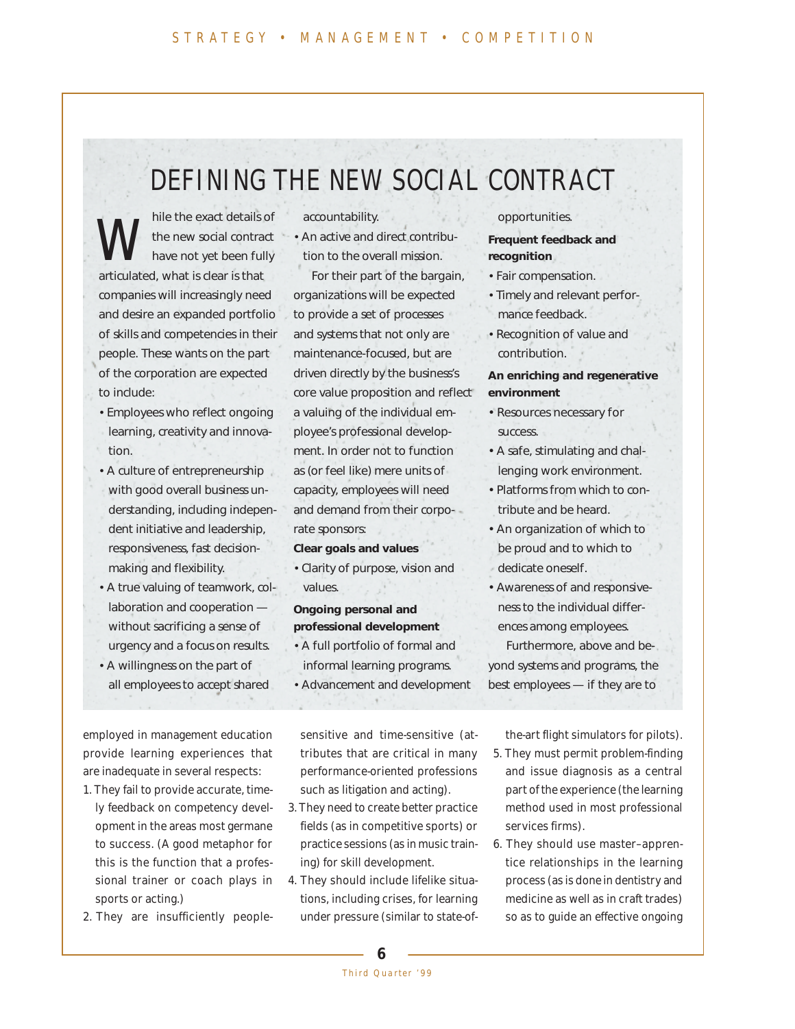## DEFINING THE NEW SOCIAL CONTRACT

While the exact details of the new social contract have not yet been fully articulated, what is clear is that companies will increasingly need and desire an expanded portfolio of skills and competencies in their people. These wants on the part of the corporation are expected to include:

- Employees who reflect ongoing learning, creativity and innovation.
- A culture of entrepreneurship with good overall business understanding, including independent initiative and leadership, responsiveness, fast decision-making and flexibility.
- A true valuing of teamwork, collaboration and cooperation — without sacrificing a sense of urgency and a focus on results.
- A willingness on the part of all employees to accept shared accountability.
- An active and direct contribution to the overall mission.

For their part of the bargain, organizations will be expected to provide a set of processes and systems that not only are maintenance-focused, but are driven directly by the business's core value proposition and reflect a valuing of the individual employee's professional development. In order not to function as (or feel like) mere units of capacity, employees will need and demand from their corporate sponsors:

**Clear goals and values**

- Clarity of purpose, vision and values.

**Ongoing personal and professional development**

- A full portfolio of formal and informal learning programs.
- Advancement and development opportunities.

**Frequent feedback and recognition**

- Fair compensation.
- Timely and relevant performance feedback.
- Recognition of value and contribution.

**An enriching and regenerative environment**

- Resources necessary for success.
- A safe, stimulating and challenging work environment.
- Platforms from which to contribute and be heard.
- An organization of which to be proud and to which to dedicate oneself.
- Awareness of and responsiveness to the individual differences among employees.

Furthermore, above and beyond systems and programs, the best employees — if they are to

employed in management education provide learning experiences that are inadequate in several respects:

1. They fail to provide accurate, timely feedback on competency development in the areas most germane to success. (A good metaphor for this is the function that a professional trainer or coach plays in sports or acting.)
2. They are insufficiently people-sensitive and time-sensitive (attributes that are critical in many performance-oriented professions such as litigation and acting).
3. They need to create better practice fields (as in competitive sports) or practice sessions (as in music training) for skill development.
4. They should include lifelike situations, including crises, for learning under pressure (similar to state-of-the-art flight simulators for pilots).
5. They must permit problem-finding and issue diagnosis as a central part of the experience (the learning method used in most professional services firms).
6. They should use master–apprentice relationships in the learning process (as is done in dentistry and medicine as well as in craft trades) so as to guide an effective ongoing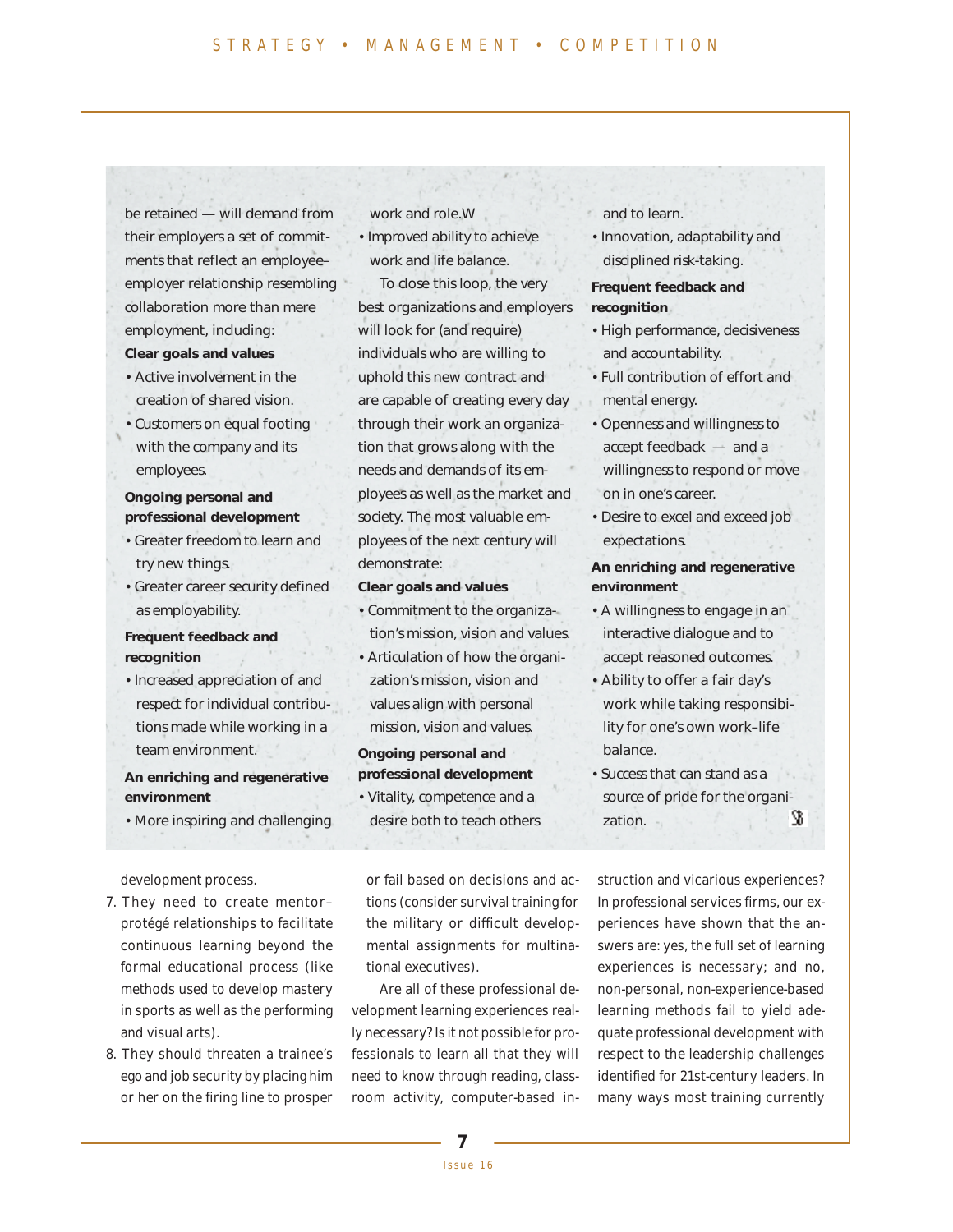be retained — will demand from their employers a set of commitments that reflect an employee–employer relationship resembling collaboration more than mere employment, including:

**Clear goals and values**

- Active involvement in the creation of shared vision.
- Customers on equal footing with the company and its employees.

**Ongoing personal and professional development**

- Greater freedom to learn and try new things.
- Greater career security defined as employability.

**Frequent feedback and recognition**

- Increased appreciation of and respect for individual contributions made while working in a team environment.

**An enriching and regenerative environment**

- More inspiring and challenging work and role.W
- Improved ability to achieve work and life balance.

To close this loop, the very best organizations and employers will look for (and require) individuals who are willing to uphold this new contract and are capable of creating every day through their work an organization that grows along with the needs and demands of its employees as well as the market and society. The most valuable employees of the next century will demonstrate:

**Clear goals and values**

- Commitment to the organization's mission, vision and values.
- Articulation of how the organization's mission, vision and values align with personal mission, vision and values.

**Ongoing personal and professional development**

- Vitality, competence and a desire both to teach others and to learn.
- Innovation, adaptability and disciplined risk-taking.

**Frequent feedback and recognition**

- High performance, decisiveness and accountability.
- Full contribution of effort and mental energy.
- Openness and willingness to accept feedback — and a willingness to respond or move on in one's career.
- Desire to excel and exceed job expectations.

**An enriching and regenerative environment**

- A willingness to engage in an interactive dialogue and to accept reasoned outcomes.
- Ability to offer a fair day's work while taking responsibility for one's own work–life balance.
- Success that can stand as a source of pride for the organization.

development process.

7. They need to create mentor–protégé relationships to facilitate continuous learning beyond the formal educational process (like methods used to develop mastery in sports as well as the performing and visual arts).
8. They should threaten a trainee's ego and job security by placing him or her on the firing line to prosper or fail based on decisions and actions (consider survival training for the military or difficult developmental assignments for multinational executives).

Are all of these professional development learning experiences really necessary? Is it not possible for professionals to learn all that they will need to know through reading, classroom activity, computer-based instruction and vicarious experiences? In professional services firms, our experiences have shown that the answers are: yes, the full set of learning experiences is necessary; and no, non-personal, non-experience-based learning methods fail to yield adequate professional development with respect to the leadership challenges identified for 21st-century leaders. In many ways most training currently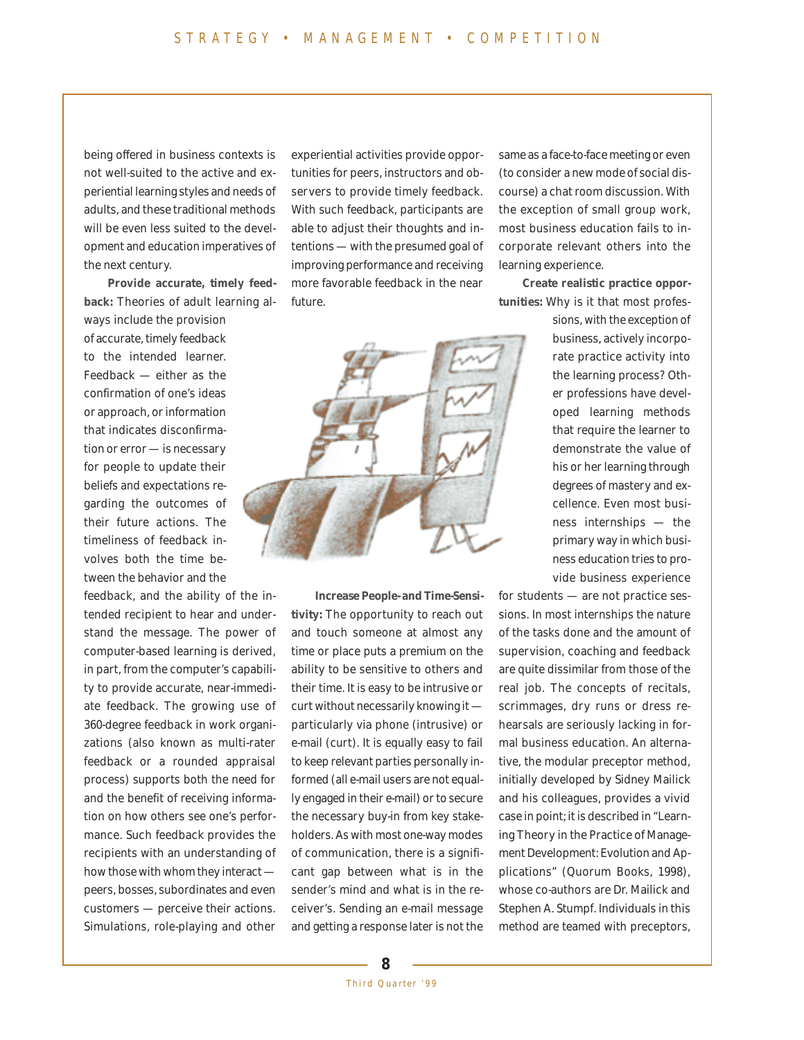being offered in business contexts is not well-suited to the active and experiential learning styles and needs of adults, and these traditional methods will be even less suited to the development and education imperatives of the next century.

**Provide accurate, timely feedback:** Theories of adult learning always include the provision of accurate, timely feedback to the intended learner. Feedback — either as the confirmation of one's ideas or approach, or information that indicates disconfirmation or error — is necessary for people to update their beliefs and expectations regarding the outcomes of their future actions. The timeliness of feedback involves both the time between the behavior and the feedback, and the ability of the intended recipient to hear and understand the message. The power of computer-based learning is derived, in part, from the computer's capability to provide accurate, near-immediate feedback. The growing use of 360-degree feedback in work organizations (also known as multi-rater feedback or a rounded appraisal process) supports both the need for and the benefit of receiving information on how others see one's performance. Such feedback provides the recipients with an understanding of how those with whom they interact — peers, bosses, subordinates and even customers — perceive their actions. Simulations, role-playing and other experiential activities provide opportunities for peers, instructors and observers to provide timely feedback. With such feedback, participants are able to adjust their thoughts and intentions — with the presumed goal of improving performance and receiving more favorable feedback in the near future.

**Increase People-and Time-Sensitivity:** The opportunity to reach out and touch someone at almost any time or place puts a premium on the ability to be sensitive to others and their time. It is easy to be intrusive or curt without necessarily knowing it — particularly via phone (intrusive) or e-mail (curt). It is equally easy to fail to keep relevant parties personally informed (all e-mail users are not equally engaged in their e-mail) or to secure the necessary buy-in from key stakeholders. As with most one-way modes of communication, there is a significant gap between what is in the sender's mind and what is in the receiver's. Sending an e-mail message and getting a response later is not the same as a face-to-face meeting or even (to consider a new mode of social discourse) a chat room discussion. With the exception of small group work, most business education fails to incorporate relevant others into the learning experience.

**Create realistic practice opportunities:** Why is it that most professions, with the exception of business, actively incorporate practice activity into the learning process? Other professions have developed learning methods that require the learner to demonstrate the value of his or her learning through degrees of mastery and excellence. Even most business internships — the primary way in which business education tries to provide business experience for students — are not practice sessions. In most internships the nature of the tasks done and the amount of supervision, coaching and feedback are quite dissimilar from those of the real job. The concepts of recitals, scrimmages, dry runs or dress rehearsals are seriously lacking in formal business education. An alternative, the modular preceptor method, initially developed by Sidney Mailick and his colleagues, provides a vivid case in point; it is described in "Learning Theory in the Practice of Management Development: Evolution and Applications" (Quorum Books, 1998), whose co-authors are Dr. Mailick and Stephen A. Stumpf. Individuals in this method are teamed with preceptors,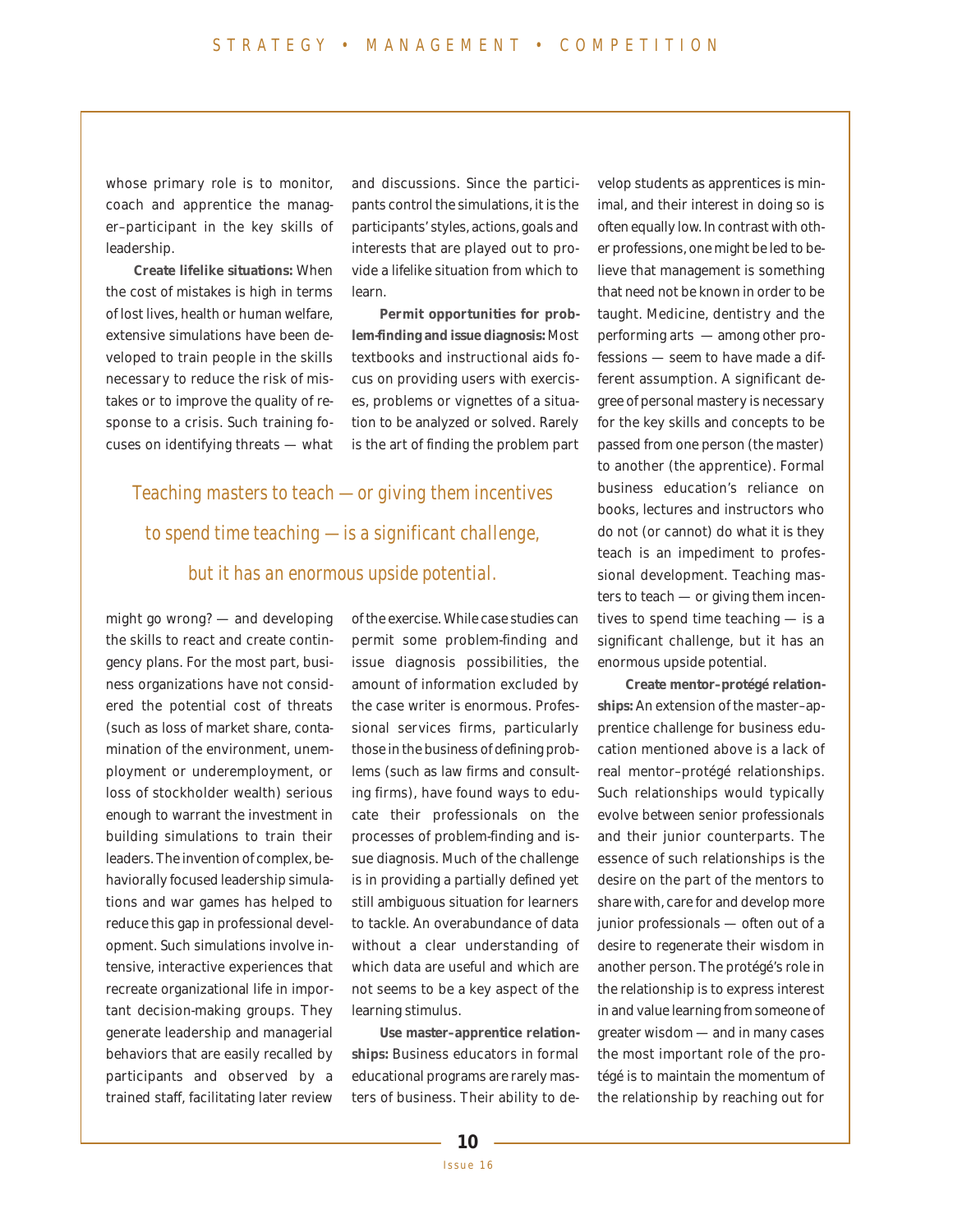whose primary role is to monitor, coach and apprentice the manager–participant in the key skills of leadership.

**Create lifelike situations:** When the cost of mistakes is high in terms of lost lives, health or human welfare, extensive simulations have been developed to train people in the skills necessary to reduce the risk of mistakes or to improve the quality of response to a crisis. Such training focuses on identifying threats — what might go wrong? — and developing the skills to react and create contingency plans. For the most part, business organizations have not considered the potential cost of threats (such as loss of market share, contamination of the environment, unemployment or underemployment, or loss of stockholder wealth) serious enough to warrant the investment in building simulations to train their leaders. The invention of complex, behaviorally focused leadership simulations and war games has helped to reduce this gap in professional development. Such simulations involve intensive, interactive experiences that recreate organizational life in important decision-making groups. They generate leadership and managerial behaviors that are easily recalled by participants and observed by a trained staff, facilitating later review and discussions. Since the participants control the simulations, it is the participants' styles, actions, goals and interests that are played out to provide a lifelike situation from which to learn.

**Permit opportunities for problem-finding and issue diagnosis:** Most textbooks and instructional aids focus on providing users with exercises, problems or vignettes of a situation to be analyzed or solved. Rarely is the art of finding the problem part of the exercise. While case studies can permit some problem-finding and issue diagnosis possibilities, the amount of information excluded by the case writer is enormous. Professional services firms, particularly those in the business of defining problems (such as law firms and consulting firms), have found ways to educate their professionals on the processes of problem-finding and issue diagnosis. Much of the challenge is in providing a partially defined yet still ambiguous situation for learners to tackle. An overabundance of data without a clear understanding of which data are useful and which are not seems to be a key aspect of the learning stimulus.

**Use master–apprentice relationships:** Business educators in formal educational programs are rarely masters of business. Their ability to develop students as apprentices is minimal, and their interest in doing so is often equally low. In contrast with other professions, one might be led to believe that management is something that need not be known in order to be taught. Medicine, dentistry and the performing arts — among other professions — seem to have made a different assumption. A significant degree of personal mastery is necessary for the key skills and concepts to be passed from one person (the master) to another (the apprentice). Formal business education's reliance on books, lectures and instructors who do not (or cannot) do what it is they teach is an impediment to professional development. Teaching masters to teach — or giving them incentives to spend time teaching — is a significant challenge, but it has an enormous upside potential.

> Teaching masters to teach — or giving them incentives to spend time teaching — is a significant challenge, but it has an enormous upside potential.

**Create mentor–protégé relationships:** An extension of the master–apprentice challenge for business education mentioned above is a lack of real mentor–protégé relationships. Such relationships would typically evolve between senior professionals and their junior counterparts. The essence of such relationships is the desire on the part of the mentors to share with, care for and develop more junior professionals — often out of a desire to regenerate their wisdom in another person. The protégé's role in the relationship is to express interest in and value learning from someone of greater wisdom — and in many cases the most important role of the protégé is to maintain the momentum of the relationship by reaching out for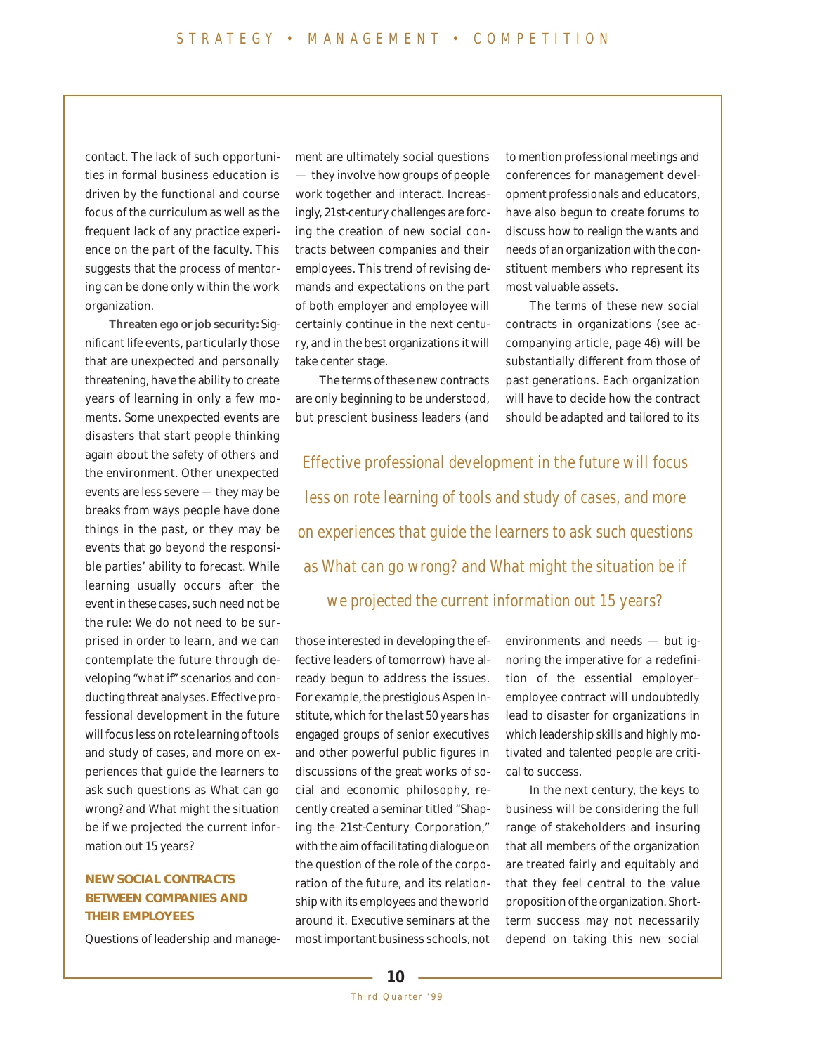contact. The lack of such opportunities in formal business education is driven by the functional and course focus of the curriculum as well as the frequent lack of any practice experience on the part of the faculty. This suggests that the process of mentoring can be done only within the work organization.

**Threaten ego or job security:** Significant life events, particularly those that are unexpected and personally threatening, have the ability to create years of learning in only a few moments. Some unexpected events are disasters that start people thinking again about the safety of others and the environment. Other unexpected events are less severe — they may be breaks from ways people have done things in the past, or they may be events that go beyond the responsible parties' ability to forecast. While learning usually occurs after the event in these cases, such need not be the rule: We do not need to be surprised in order to learn, and we can contemplate the future through developing "what if" scenarios and conducting threat analyses. Effective professional development in the future will focus less on rote learning of tools and study of cases, and more on experiences that guide the learners to ask such questions as What can go wrong? and What might the situation be if we projected the current information out 15 years?

### NEW SOCIAL CONTRACTS BETWEEN COMPANIES AND THEIR EMPLOYEES

Questions of leadership and management are ultimately social questions — they involve how groups of people work together and interact. Increasingly, 21st-century challenges are forcing the creation of new social contracts between companies and their employees. This trend of revising demands and expectations on the part of both employer and employee will certainly continue in the next century, and in the best organizations it will take center stage.

The terms of these new contracts are only beginning to be understood, but prescient business leaders (and those interested in developing the effective leaders of tomorrow) have already begun to address the issues. For example, the prestigious Aspen Institute, which for the last 50 years has engaged groups of senior executives and other powerful public figures in discussions of the great works of social and economic philosophy, recently created a seminar titled "Shaping the 21st-Century Corporation," with the aim of facilitating dialogue on the question of the role of the corporation of the future, and its relationship with its employees and the world around it. Executive seminars at the most important business schools, not to mention professional meetings and conferences for management development professionals and educators, have also begun to create forums to discuss how to realign the wants and needs of an organization with the constituent members who represent its most valuable assets.

*Effective professional development in the future will focus less on rote learning of tools and study of cases, and more on experiences that guide the learners to ask such questions as What can go wrong? and What might the situation be if we projected the current information out 15 years?*

The terms of these new social contracts in organizations (see accompanying article, page 46) will be substantially different from those of past generations. Each organization will have to decide how the contract should be adapted and tailored to its environments and needs — but ignoring the imperative for a redefinition of the essential employer–employee contract will undoubtedly lead to disaster for organizations in which leadership skills and highly motivated and talented people are critical to success.

In the next century, the keys to business will be considering the full range of stakeholders and insuring that all members of the organization are treated fairly and equitably and that they feel central to the value proposition of the organization. Short-term success may not necessarily depend on taking this new social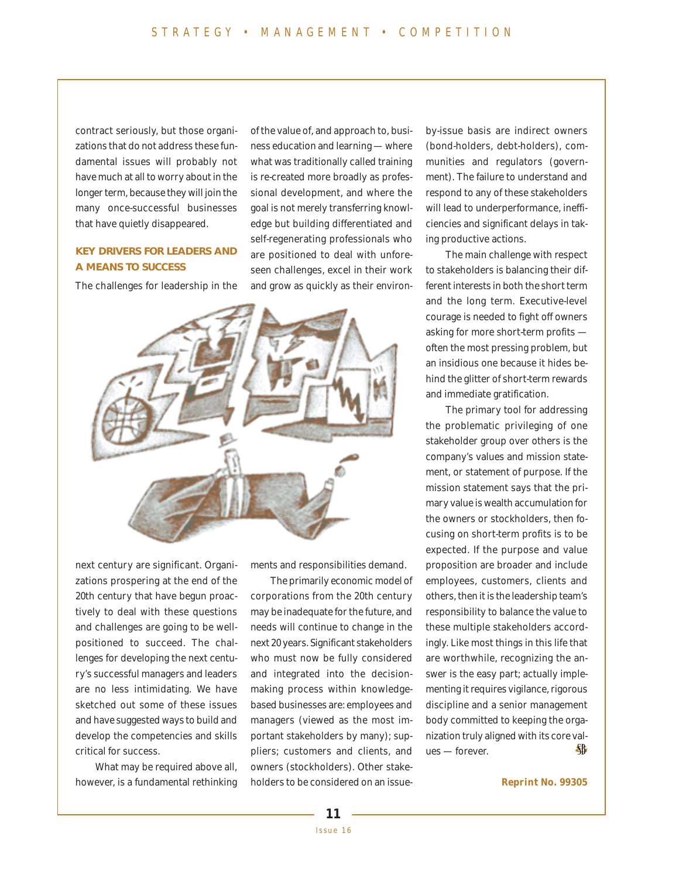contract seriously, but those organizations that do not address these fundamental issues will probably not have much at all to worry about in the longer term, because they will join the many once-successful businesses that have quietly disappeared.

### KEY DRIVERS FOR LEADERS AND A MEANS TO SUCCESS

The challenges for leadership in the next century are significant. Organizations prospering at the end of the 20th century that have begun proactively to deal with these questions and challenges are going to be well-positioned to succeed. The challenges for developing the next century's successful managers and leaders are no less intimidating. We have sketched out some of these issues and have suggested ways to build and develop the competencies and skills critical for success.

What may be required above all, however, is a fundamental rethinking of the value of, and approach to, business education and learning — where what was traditionally called training is re-created more broadly as professional development, and where the goal is not merely transferring knowledge but building differentiated and self-regenerating professionals who are positioned to deal with unforeseen challenges, excel in their work and grow as quickly as their environments and responsibilities demand.

The primarily economic model of corporations from the 20th century may be inadequate for the future, and needs will continue to change in the next 20 years. Significant stakeholders who must now be fully considered and integrated into the decision-making process within knowledge-based businesses are: employees and managers (viewed as the most important stakeholders by many); suppliers; customers and clients, and owners (stockholders). Other stakeholders to be considered on an issue-by-issue basis are indirect owners (bond-holders, debt-holders), communities and regulators (government). The failure to understand and respond to any of these stakeholders will lead to underperformance, inefficiencies and significant delays in taking productive actions.

The main challenge with respect to stakeholders is balancing their different interests in both the short term and the long term. Executive-level courage is needed to fight off owners asking for more short-term profits — often the most pressing problem, but an insidious one because it hides behind the glitter of short-term rewards and immediate gratification.

The primary tool for addressing the problematic privileging of one stakeholder group over others is the company's values and mission statement, or statement of purpose. If the mission statement says that the primary value is wealth accumulation for the owners or stockholders, then focusing on short-term profits is to be expected. If the purpose and value proposition are broader and include employees, customers, clients and others, then it is the leadership team's responsibility to balance the value to these multiple stakeholders accordingly. Like most things in this life that are worthwhile, recognizing the answer is the easy part; actually implementing it requires vigilance, rigorous discipline and a senior management body committed to keeping the organization truly aligned with its core values — forever.

**Reprint No. 99305**